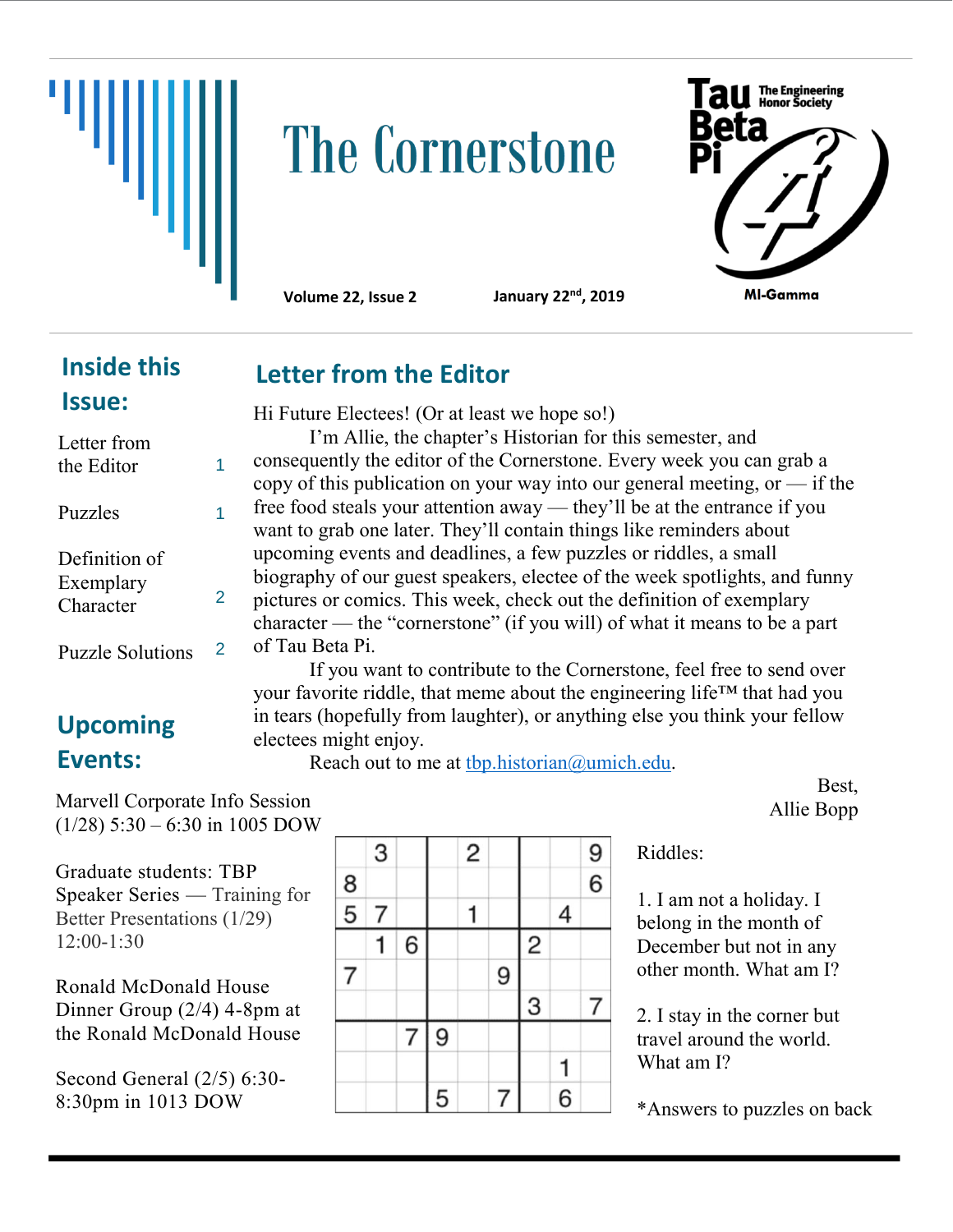# The Cornerstone

**Tau Beta Pi** — The Engineering Honor Society

MI-Gamma

**Volume 22, Issue 2** **January 22nd, 2019**

## Inside this Issue:

| | |
|---|---|
| Letter from the Editor | 1 |
| Puzzles | 1 |
| Definition of Exemplary Character | 2 |
| Puzzle Solutions | 2 |

## Upcoming Events:

Marvell Corporate Info Session (1/28) 5:30 – 6:30 in 1005 DOW

Graduate students: TBP Speaker Series — Training for Better Presentations (1/29) 12:00-1:30

Ronald McDonald House Dinner Group (2/4) 4-8pm at the Ronald McDonald House

Second General (2/5) 6:30-8:30pm in 1013 DOW

## Letter from the Editor

Hi Future Electees! (Or at least we hope so!)

I'm Allie, the chapter's Historian for this semester, and consequently the editor of the Cornerstone. Every week you can grab a copy of this publication on your way into our general meeting, or — if the free food steals your attention away — they'll be at the entrance if you want to grab one later. They'll contain things like reminders about upcoming events and deadlines, a few puzzles or riddles, a small biography of our guest speakers, electee of the week spotlights, and funny pictures or comics. This week, check out the definition of exemplary character — the "cornerstone" (if you will) of what it means to be a part of Tau Beta Pi.

If you want to contribute to the Cornerstone, feel free to send over your favorite riddle, that meme about the engineering life™ that had you in tears (hopefully from laughter), or anything else you think your fellow electees might enjoy.

Reach out to me at tbp.historian@umich.edu.

Best,
Allie Bopp

| | | | | | | | | |
|---|---|---|---|---|---|---|---|---|
| | 3 | | | 2 | | | | 9 |
| 8 | | | | | | | | 6 |
| 5 | 7 | | | 1 | | | 4 | |
| | 1 | 6 | | | | 2 | | |
| 7 | | | | | 9 | | | |
| | | | | | | 3 | | 7 |
| | | 7 | 9 | | | | | |
| | | | | | | | 1 | |
| | | | 5 | | 7 | | 6 | |

Riddles:

1. I am not a holiday. I belong in the month of December but not in any other month. What am I?

2. I stay in the corner but travel around the world. What am I?

*Answers to puzzles on back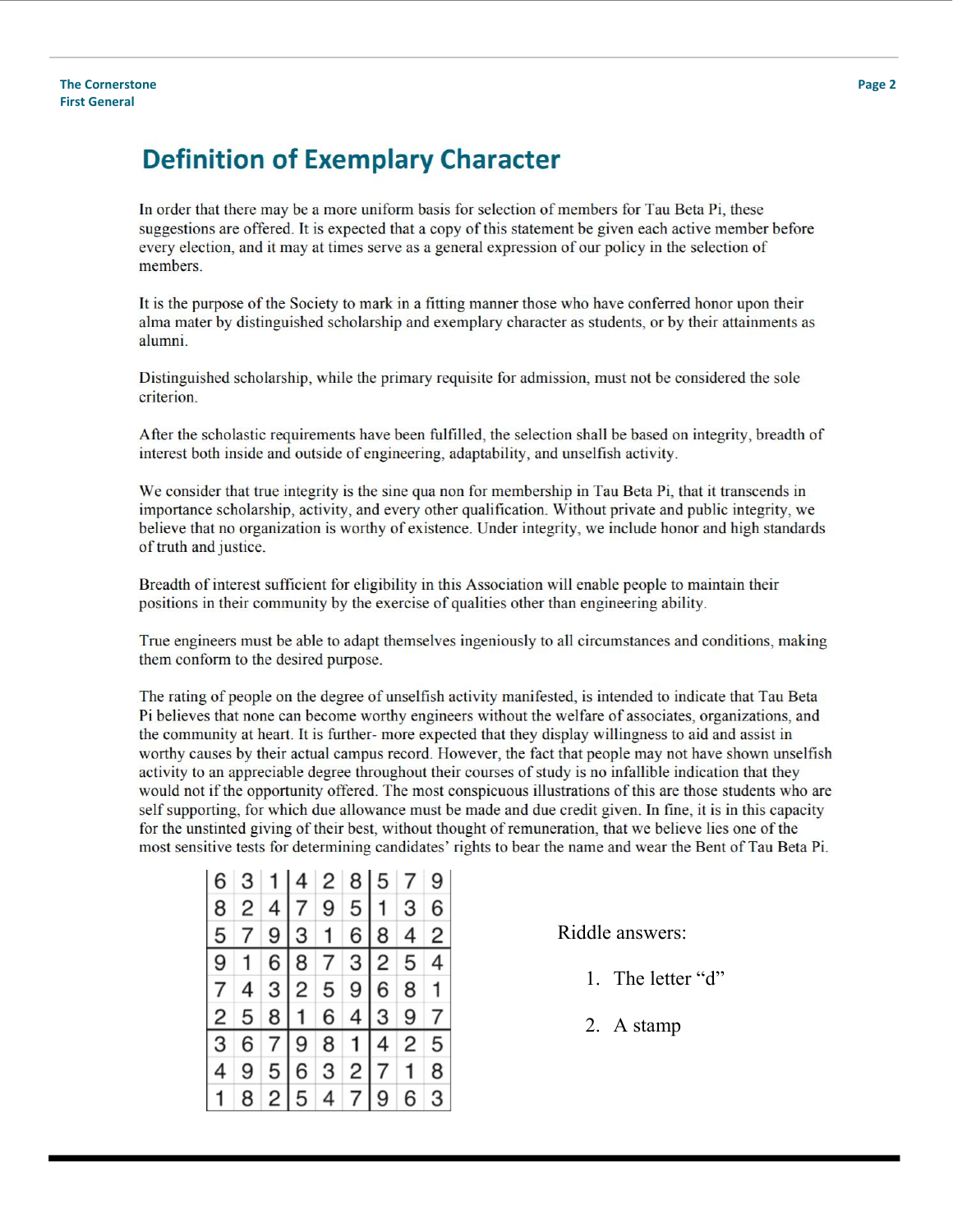# Definition of Exemplary Character

In order that there may be a more uniform basis for selection of members for Tau Beta Pi, these suggestions are offered. It is expected that a copy of this statement be given each active member before every election, and it may at times serve as a general expression of our policy in the selection of members.

It is the purpose of the Society to mark in a fitting manner those who have conferred honor upon their alma mater by distinguished scholarship and exemplary character as students, or by their attainments as alumni.

Distinguished scholarship, while the primary requisite for admission, must not be considered the sole criterion.

After the scholastic requirements have been fulfilled, the selection shall be based on integrity, breadth of interest both inside and outside of engineering, adaptability, and unselfish activity.

We consider that true integrity is the sine qua non for membership in Tau Beta Pi, that it transcends in importance scholarship, activity, and every other qualification. Without private and public integrity, we believe that no organization is worthy of existence. Under integrity, we include honor and high standards of truth and justice.

Breadth of interest sufficient for eligibility in this Association will enable people to maintain their positions in their community by the exercise of qualities other than engineering ability.

True engineers must be able to adapt themselves ingeniously to all circumstances and conditions, making them conform to the desired purpose.

The rating of people on the degree of unselfish activity manifested, is intended to indicate that Tau Beta Pi believes that none can become worthy engineers without the welfare of associates, organizations, and the community at heart. It is further- more expected that they display willingness to aid and assist in worthy causes by their actual campus record. However, the fact that people may not have shown unselfish activity to an appreciable degree throughout their courses of study is no infallible indication that they would not if the opportunity offered. The most conspicuous illustrations of this are those students who are self supporting, for which due allowance must be made and due credit given. In fine, it is in this capacity for the unstinted giving of their best, without thought of remuneration, that we believe lies one of the most sensitive tests for determining candidates' rights to bear the name and wear the Bent of Tau Beta Pi.

| | | | | | | | | |
|---|---|---|---|---|---|---|---|---|
| 6 | 3 | 1 | 4 | 2 | 8 | 5 | 7 | 9 |
| 8 | 2 | 4 | 7 | 9 | 5 | 1 | 3 | 6 |
| 5 | 7 | 9 | 3 | 1 | 6 | 8 | 4 | 2 |
| 9 | 1 | 6 | 8 | 7 | 3 | 2 | 5 | 4 |
| 7 | 4 | 3 | 2 | 5 | 9 | 6 | 8 | 1 |
| 2 | 5 | 8 | 1 | 6 | 4 | 3 | 9 | 7 |
| 3 | 6 | 7 | 9 | 8 | 1 | 4 | 2 | 5 |
| 4 | 9 | 5 | 6 | 3 | 2 | 7 | 1 | 8 |
| 1 | 8 | 2 | 5 | 4 | 7 | 9 | 6 | 3 |

Riddle answers:

1. The letter "d"
2. A stamp